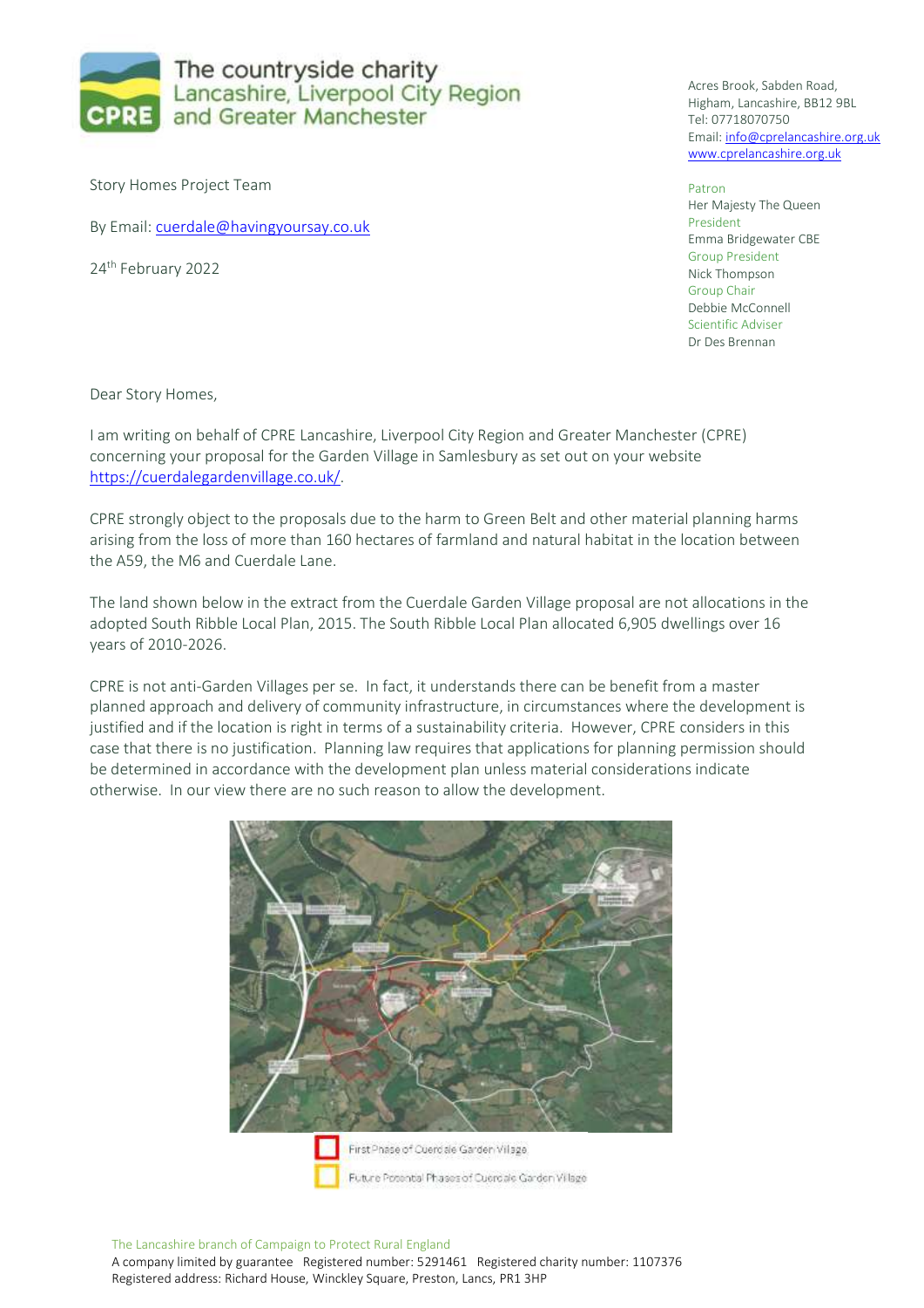The countryside charity
Lancashire, Liverpool City Region
and Greater Manchester

Acres Brook, Sabden Road,
Higham, Lancashire, BB12 9BL
Tel: 07718070750
Email: info@cprelancashire.org.uk
www.cprelancashire.org.uk

Patron
Her Majesty The Queen
President
Emma Bridgewater CBE
Group President
Nick Thompson
Group Chair
Debbie McConnell
Scientific Adviser
Dr Des Brennan

Story Homes Project Team

By Email: cuerdale@havingyoursay.co.uk

24th February 2022

Dear Story Homes,

I am writing on behalf of CPRE Lancashire, Liverpool City Region and Greater Manchester (CPRE) concerning your proposal for the Garden Village in Samlesbury as set out on your website https://cuerdalegardenvillage.co.uk/.

CPRE strongly object to the proposals due to the harm to Green Belt and other material planning harms arising from the loss of more than 160 hectares of farmland and natural habitat in the location between the A59, the M6 and Cuerdale Lane.

The land shown below in the extract from the Cuerdale Garden Village proposal are not allocations in the adopted South Ribble Local Plan, 2015. The South Ribble Local Plan allocated 6,905 dwellings over 16 years of 2010-2026.

CPRE is not anti-Garden Villages per se. In fact, it understands there can be benefit from a master planned approach and delivery of community infrastructure, in circumstances where the development is justified and if the location is right in terms of a sustainability criteria. However, CPRE considers in this case that there is no justification. Planning law requires that applications for planning permission should be determined in accordance with the development plan unless material considerations indicate otherwise. In our view there are no such reason to allow the development.

First Phase of Cuerdale Garden Village
Future Potential Phases of Cuerdale Garden Village

The Lancashire branch of Campaign to Protect Rural England
A company limited by guarantee Registered number: 5291461 Registered charity number: 1107376
Registered address: Richard House, Winckley Square, Preston, Lancs, PR1 3HP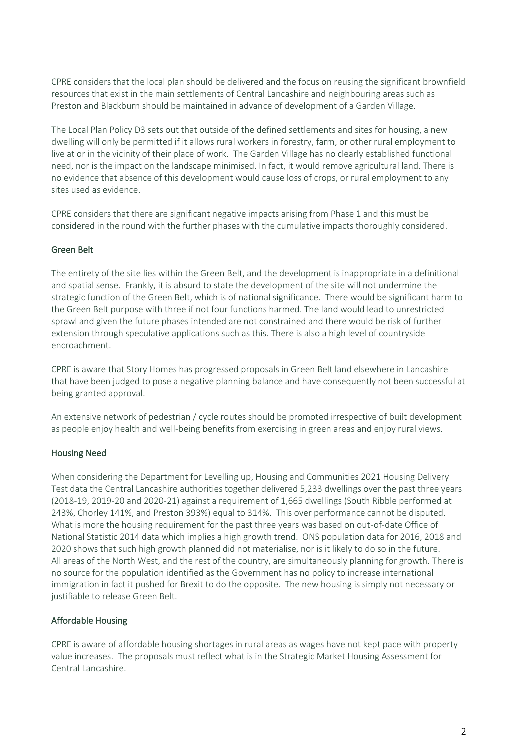CPRE considers that the local plan should be delivered and the focus on reusing the significant brownfield resources that exist in the main settlements of Central Lancashire and neighbouring areas such as Preston and Blackburn should be maintained in advance of development of a Garden Village.

The Local Plan Policy D3 sets out that outside of the defined settlements and sites for housing, a new dwelling will only be permitted if it allows rural workers in forestry, farm, or other rural employment to live at or in the vicinity of their place of work. The Garden Village has no clearly established functional need, nor is the impact on the landscape minimised. In fact, it would remove agricultural land. There is no evidence that absence of this development would cause loss of crops, or rural employment to any sites used as evidence.

CPRE considers that there are significant negative impacts arising from Phase 1 and this must be considered in the round with the further phases with the cumulative impacts thoroughly considered.

## Green Belt

The entirety of the site lies within the Green Belt, and the development is inappropriate in a definitional and spatial sense. Frankly, it is absurd to state the development of the site will not undermine the strategic function of the Green Belt, which is of national significance. There would be significant harm to the Green Belt purpose with three if not four functions harmed. The land would lead to unrestricted sprawl and given the future phases intended are not constrained and there would be risk of further extension through speculative applications such as this. There is also a high level of countryside encroachment.

CPRE is aware that Story Homes has progressed proposals in Green Belt land elsewhere in Lancashire that have been judged to pose a negative planning balance and have consequently not been successful at being granted approval.

An extensive network of pedestrian / cycle routes should be promoted irrespective of built development as people enjoy health and well-being benefits from exercising in green areas and enjoy rural views.

## Housing Need

When considering the Department for Levelling up, Housing and Communities 2021 Housing Delivery Test data the Central Lancashire authorities together delivered 5,233 dwellings over the past three years (2018-19, 2019-20 and 2020-21) against a requirement of 1,665 dwellings (South Ribble performed at 243%, Chorley 141%, and Preston 393%) equal to 314%. This over performance cannot be disputed. What is more the housing requirement for the past three years was based on out-of-date Office of National Statistic 2014 data which implies a high growth trend. ONS population data for 2016, 2018 and 2020 shows that such high growth planned did not materialise, nor is it likely to do so in the future. All areas of the North West, and the rest of the country, are simultaneously planning for growth. There is no source for the population identified as the Government has no policy to increase international immigration in fact it pushed for Brexit to do the opposite. The new housing is simply not necessary or justifiable to release Green Belt.

## Affordable Housing

CPRE is aware of affordable housing shortages in rural areas as wages have not kept pace with property value increases. The proposals must reflect what is in the Strategic Market Housing Assessment for Central Lancashire.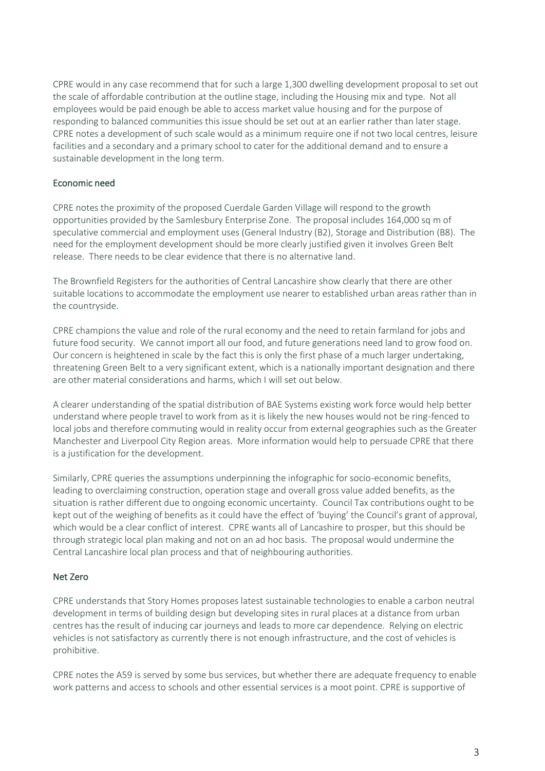CPRE would in any case recommend that for such a large 1,300 dwelling development proposal to set out the scale of affordable contribution at the outline stage, including the Housing mix and type. Not all employees would be paid enough be able to access market value housing and for the purpose of responding to balanced communities this issue should be set out at an earlier rather than later stage. CPRE notes a development of such scale would as a minimum require one if not two local centres, leisure facilities and a secondary and a primary school to cater for the additional demand and to ensure a sustainable development in the long term.

## Economic need

CPRE notes the proximity of the proposed Cuerdale Garden Village will respond to the growth opportunities provided by the Samlesbury Enterprise Zone. The proposal includes 164,000 sq m of speculative commercial and employment uses (General Industry (B2), Storage and Distribution (B8). The need for the employment development should be more clearly justified given it involves Green Belt release. There needs to be clear evidence that there is no alternative land.

The Brownfield Registers for the authorities of Central Lancashire show clearly that there are other suitable locations to accommodate the employment use nearer to established urban areas rather than in the countryside.

CPRE champions the value and role of the rural economy and the need to retain farmland for jobs and future food security. We cannot import all our food, and future generations need land to grow food on. Our concern is heightened in scale by the fact this is only the first phase of a much larger undertaking, threatening Green Belt to a very significant extent, which is a nationally important designation and there are other material considerations and harms, which I will set out below.

A clearer understanding of the spatial distribution of BAE Systems existing work force would help better understand where people travel to work from as it is likely the new houses would not be ring-fenced to local jobs and therefore commuting would in reality occur from external geographies such as the Greater Manchester and Liverpool City Region areas. More information would help to persuade CPRE that there is a justification for the development.

Similarly, CPRE queries the assumptions underpinning the infographic for socio-economic benefits, leading to overclaiming construction, operation stage and overall gross value added benefits, as the situation is rather different due to ongoing economic uncertainty. Council Tax contributions ought to be kept out of the weighing of benefits as it could have the effect of 'buying' the Council's grant of approval, which would be a clear conflict of interest. CPRE wants all of Lancashire to prosper, but this should be through strategic local plan making and not on an ad hoc basis. The proposal would undermine the Central Lancashire local plan process and that of neighbouring authorities.

## Net Zero

CPRE understands that Story Homes proposes latest sustainable technologies to enable a carbon neutral development in terms of building design but developing sites in rural places at a distance from urban centres has the result of inducing car journeys and leads to more car dependence. Relying on electric vehicles is not satisfactory as currently there is not enough infrastructure, and the cost of vehicles is prohibitive.

CPRE notes the A59 is served by some bus services, but whether there are adequate frequency to enable work patterns and access to schools and other essential services is a moot point. CPRE is supportive of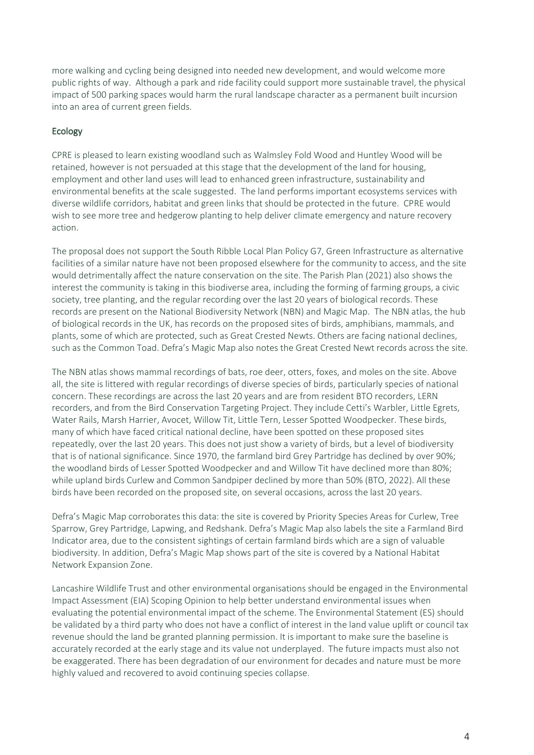more walking and cycling being designed into needed new development, and would welcome more public rights of way. Although a park and ride facility could support more sustainable travel, the physical impact of 500 parking spaces would harm the rural landscape character as a permanent built incursion into an area of current green fields.

## Ecology

CPRE is pleased to learn existing woodland such as Walmsley Fold Wood and Huntley Wood will be retained, however is not persuaded at this stage that the development of the land for housing, employment and other land uses will lead to enhanced green infrastructure, sustainability and environmental benefits at the scale suggested. The land performs important ecosystems services with diverse wildlife corridors, habitat and green links that should be protected in the future. CPRE would wish to see more tree and hedgerow planting to help deliver climate emergency and nature recovery action.

The proposal does not support the South Ribble Local Plan Policy G7, Green Infrastructure as alternative facilities of a similar nature have not been proposed elsewhere for the community to access, and the site would detrimentally affect the nature conservation on the site. The Parish Plan (2021) also shows the interest the community is taking in this biodiverse area, including the forming of farming groups, a civic society, tree planting, and the regular recording over the last 20 years of biological records. These records are present on the National Biodiversity Network (NBN) and Magic Map. The NBN atlas, the hub of biological records in the UK, has records on the proposed sites of birds, amphibians, mammals, and plants, some of which are protected, such as Great Crested Newts. Others are facing national declines, such as the Common Toad. Defra's Magic Map also notes the Great Crested Newt records across the site.

The NBN atlas shows mammal recordings of bats, roe deer, otters, foxes, and moles on the site. Above all, the site is littered with regular recordings of diverse species of birds, particularly species of national concern. These recordings are across the last 20 years and are from resident BTO recorders, LERN recorders, and from the Bird Conservation Targeting Project. They include Cetti's Warbler, Little Egrets, Water Rails, Marsh Harrier, Avocet, Willow Tit, Little Tern, Lesser Spotted Woodpecker. These birds, many of which have faced critical national decline, have been spotted on these proposed sites repeatedly, over the last 20 years. This does not just show a variety of birds, but a level of biodiversity that is of national significance. Since 1970, the farmland bird Grey Partridge has declined by over 90%; the woodland birds of Lesser Spotted Woodpecker and and Willow Tit have declined more than 80%; while upland birds Curlew and Common Sandpiper declined by more than 50% (BTO, 2022). All these birds have been recorded on the proposed site, on several occasions, across the last 20 years.

Defra's Magic Map corroborates this data: the site is covered by Priority Species Areas for Curlew, Tree Sparrow, Grey Partridge, Lapwing, and Redshank. Defra's Magic Map also labels the site a Farmland Bird Indicator area, due to the consistent sightings of certain farmland birds which are a sign of valuable biodiversity. In addition, Defra's Magic Map shows part of the site is covered by a National Habitat Network Expansion Zone.

Lancashire Wildlife Trust and other environmental organisations should be engaged in the Environmental Impact Assessment (EIA) Scoping Opinion to help better understand environmental issues when evaluating the potential environmental impact of the scheme. The Environmental Statement (ES) should be validated by a third party who does not have a conflict of interest in the land value uplift or council tax revenue should the land be granted planning permission. It is important to make sure the baseline is accurately recorded at the early stage and its value not underplayed. The future impacts must also not be exaggerated. There has been degradation of our environment for decades and nature must be more highly valued and recovered to avoid continuing species collapse.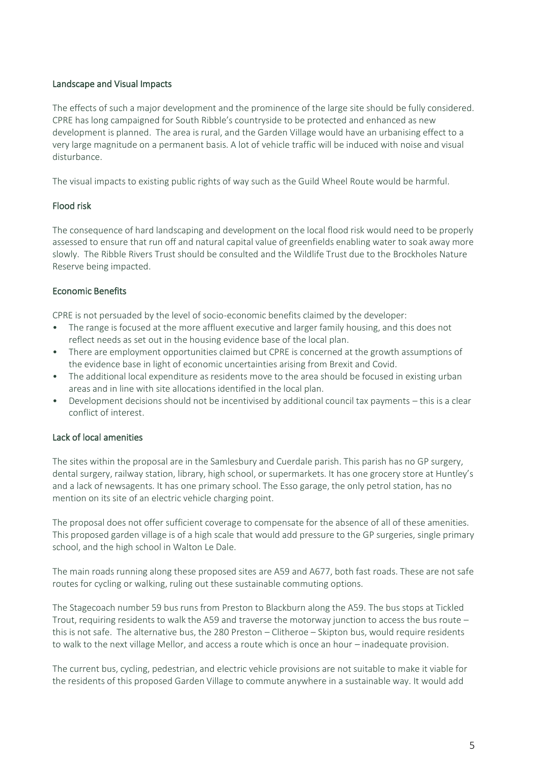### Landscape and Visual Impacts

The effects of such a major development and the prominence of the large site should be fully considered. CPRE has long campaigned for South Ribble's countryside to be protected and enhanced as new development is planned. The area is rural, and the Garden Village would have an urbanising effect to a very large magnitude on a permanent basis. A lot of vehicle traffic will be induced with noise and visual disturbance.

The visual impacts to existing public rights of way such as the Guild Wheel Route would be harmful.

### Flood risk

The consequence of hard landscaping and development on the local flood risk would need to be properly assessed to ensure that run off and natural capital value of greenfields enabling water to soak away more slowly. The Ribble Rivers Trust should be consulted and the Wildlife Trust due to the Brockholes Nature Reserve being impacted.

### Economic Benefits

CPRE is not persuaded by the level of socio-economic benefits claimed by the developer:

- The range is focused at the more affluent executive and larger family housing, and this does not reflect needs as set out in the housing evidence base of the local plan.
- There are employment opportunities claimed but CPRE is concerned at the growth assumptions of the evidence base in light of economic uncertainties arising from Brexit and Covid.
- The additional local expenditure as residents move to the area should be focused in existing urban areas and in line with site allocations identified in the local plan.
- Development decisions should not be incentivised by additional council tax payments – this is a clear conflict of interest.

### Lack of local amenities

The sites within the proposal are in the Samlesbury and Cuerdale parish. This parish has no GP surgery, dental surgery, railway station, library, high school, or supermarkets. It has one grocery store at Huntley's and a lack of newsagents. It has one primary school. The Esso garage, the only petrol station, has no mention on its site of an electric vehicle charging point.

The proposal does not offer sufficient coverage to compensate for the absence of all of these amenities. This proposed garden village is of a high scale that would add pressure to the GP surgeries, single primary school, and the high school in Walton Le Dale.

The main roads running along these proposed sites are A59 and A677, both fast roads. These are not safe routes for cycling or walking, ruling out these sustainable commuting options.

The Stagecoach number 59 bus runs from Preston to Blackburn along the A59. The bus stops at Tickled Trout, requiring residents to walk the A59 and traverse the motorway junction to access the bus route – this is not safe. The alternative bus, the 280 Preston – Clitheroe – Skipton bus, would require residents to walk to the next village Mellor, and access a route which is once an hour – inadequate provision.

The current bus, cycling, pedestrian, and electric vehicle provisions are not suitable to make it viable for the residents of this proposed Garden Village to commute anywhere in a sustainable way. It would add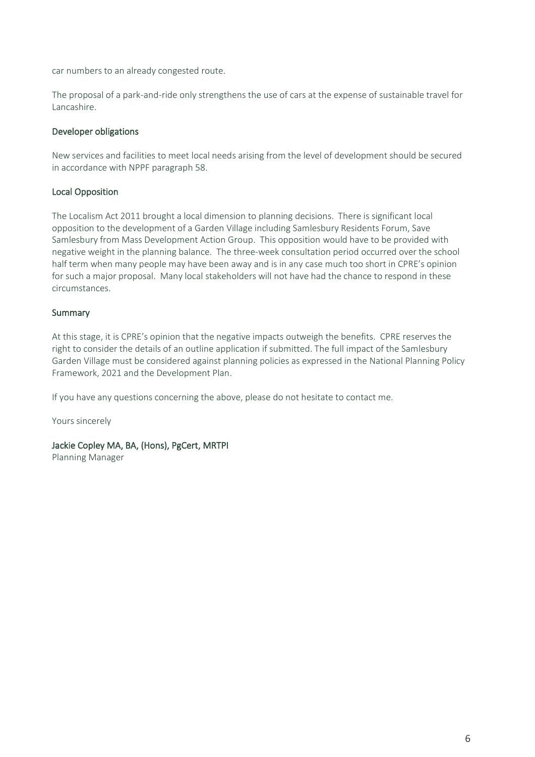car numbers to an already congested route.

The proposal of a park-and-ride only strengthens the use of cars at the expense of sustainable travel for Lancashire.

### Developer obligations

New services and facilities to meet local needs arising from the level of development should be secured in accordance with NPPF paragraph 58.

### Local Opposition

The Localism Act 2011 brought a local dimension to planning decisions. There is significant local opposition to the development of a Garden Village including Samlesbury Residents Forum, Save Samlesbury from Mass Development Action Group. This opposition would have to be provided with negative weight in the planning balance. The three-week consultation period occurred over the school half term when many people may have been away and is in any case much too short in CPRE's opinion for such a major proposal. Many local stakeholders will not have had the chance to respond in these circumstances.

### Summary

At this stage, it is CPRE's opinion that the negative impacts outweigh the benefits. CPRE reserves the right to consider the details of an outline application if submitted. The full impact of the Samlesbury Garden Village must be considered against planning policies as expressed in the National Planning Policy Framework, 2021 and the Development Plan.

If you have any questions concerning the above, please do not hesitate to contact me.

Yours sincerely

Jackie Copley MA, BA, (Hons), PgCert, MRTPI
Planning Manager